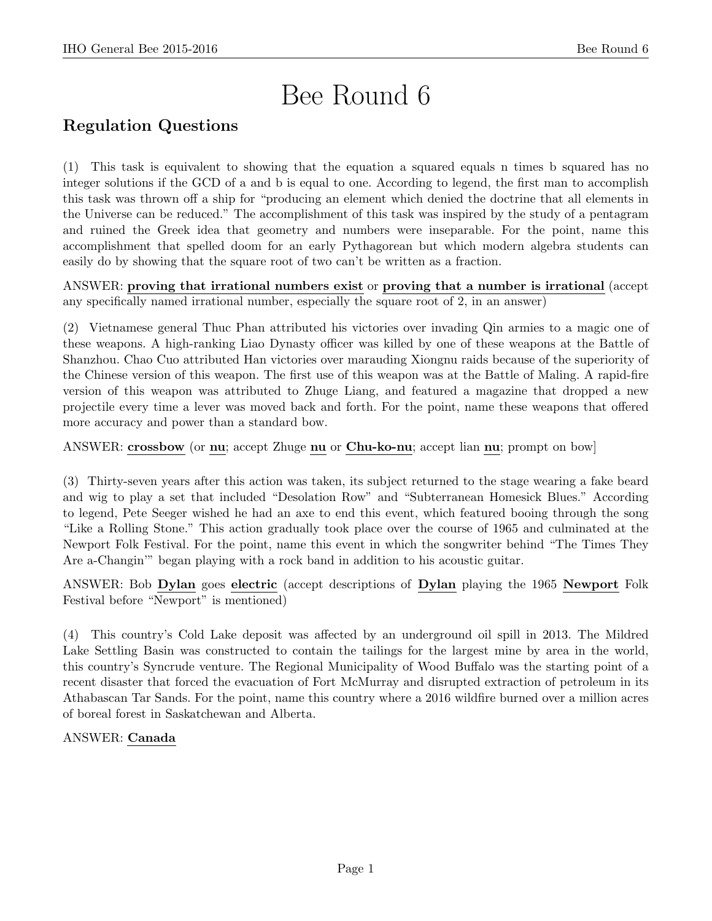# Bee Round 6

## Regulation Questions

(1) This task is equivalent to showing that the equation a squared equals n times b squared has no integer solutions if the GCD of a and b is equal to one. According to legend, the first man to accomplish this task was thrown off a ship for "producing an element which denied the doctrine that all elements in the Universe can be reduced." The accomplishment of this task was inspired by the study of a pentagram and ruined the Greek idea that geometry and numbers were inseparable. For the point, name this accomplishment that spelled doom for an early Pythagorean but which modern algebra students can easily do by showing that the square root of two can't be written as a fraction.

ANSWER: **proving that irrational numbers exist** or **proving that a number is irrational** (accept any specifically named irrational number, especially the square root of 2, in an answer)

(2) Vietnamese general Thuc Phan attributed his victories over invading Qin armies to a magic one of these weapons. A high-ranking Liao Dynasty officer was killed by one of these weapons at the Battle of Shanzhou. Chao Cuo attributed Han victories over marauding Xiongnu raids because of the superiority of the Chinese version of this weapon. The first use of this weapon was at the Battle of Maling. A rapid-fire version of this weapon was attributed to Zhuge Liang, and featured a magazine that dropped a new projectile every time a lever was moved back and forth. For the point, name these weapons that offered more accuracy and power than a standard bow.

ANSWER: **crossbow** (or **nu**; accept Zhuge **nu** or **Chu-ko-nu**; accept lian **nu**; prompt on bow]

(3) Thirty-seven years after this action was taken, its subject returned to the stage wearing a fake beard and wig to play a set that included "Desolation Row" and "Subterranean Homesick Blues." According to legend, Pete Seeger wished he had an axe to end this event, which featured booing through the song "Like a Rolling Stone." This action gradually took place over the course of 1965 and culminated at the Newport Folk Festival. For the point, name this event in which the songwriter behind "The Times They Are a-Changin'" began playing with a rock band in addition to his acoustic guitar.

ANSWER: Bob **Dylan** goes **electric** (accept descriptions of **Dylan** playing the 1965 **Newport** Folk Festival before "Newport" is mentioned)

(4) This country's Cold Lake deposit was affected by an underground oil spill in 2013. The Mildred Lake Settling Basin was constructed to contain the tailings for the largest mine by area in the world, this country's Syncrude venture. The Regional Municipality of Wood Buffalo was the starting point of a recent disaster that forced the evacuation of Fort McMurray and disrupted extraction of petroleum in its Athabascan Tar Sands. For the point, name this country where a 2016 wildfire burned over a million acres of boreal forest in Saskatchewan and Alberta.

ANSWER: **Canada**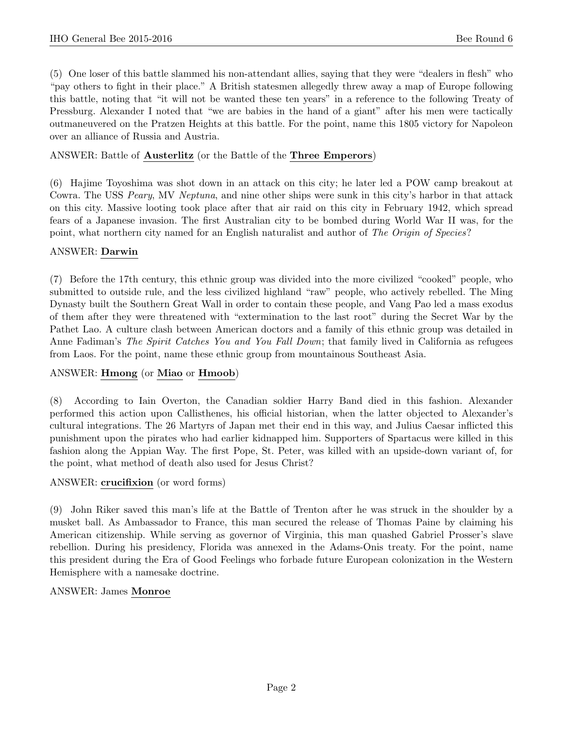(5) One loser of this battle slammed his non-attendant allies, saying that they were "dealers in flesh" who "pay others to fight in their place." A British statesmen allegedly threw away a map of Europe following this battle, noting that "it will not be wanted these ten years" in a reference to the following Treaty of Pressburg. Alexander I noted that "we are babies in the hand of a giant" after his men were tactically outmaneuvered on the Pratzen Heights at this battle. For the point, name this 1805 victory for Napoleon over an alliance of Russia and Austria.

ANSWER: Battle of **Austerlitz** (or the Battle of the **Three Emperors**)

(6) Hajime Toyoshima was shot down in an attack on this city; he later led a POW camp breakout at Cowra. The USS *Peary*, MV *Neptuna*, and nine other ships were sunk in this city's harbor in that attack on this city. Massive looting took place after that air raid on this city in February 1942, which spread fears of a Japanese invasion. The first Australian city to be bombed during World War II was, for the point, what northern city named for an English naturalist and author of *The Origin of Species*?

ANSWER: **Darwin**

(7) Before the 17th century, this ethnic group was divided into the more civilized "cooked" people, who submitted to outside rule, and the less civilized highland "raw" people, who actively rebelled. The Ming Dynasty built the Southern Great Wall in order to contain these people, and Vang Pao led a mass exodus of them after they were threatened with "extermination to the last root" during the Secret War by the Pathet Lao. A culture clash between American doctors and a family of this ethnic group was detailed in Anne Fadiman's *The Spirit Catches You and You Fall Down*; that family lived in California as refugees from Laos. For the point, name these ethnic group from mountainous Southeast Asia.

ANSWER: **Hmong** (or **Miao** or **Hmoob**)

(8) According to Iain Overton, the Canadian soldier Harry Band died in this fashion. Alexander performed this action upon Callisthenes, his official historian, when the latter objected to Alexander's cultural integrations. The 26 Martyrs of Japan met their end in this way, and Julius Caesar inflicted this punishment upon the pirates who had earlier kidnapped him. Supporters of Spartacus were killed in this fashion along the Appian Way. The first Pope, St. Peter, was killed with an upside-down variant of, for the point, what method of death also used for Jesus Christ?

ANSWER: **crucifixion** (or word forms)

(9) John Riker saved this man's life at the Battle of Trenton after he was struck in the shoulder by a musket ball. As Ambassador to France, this man secured the release of Thomas Paine by claiming his American citizenship. While serving as governor of Virginia, this man quashed Gabriel Prosser's slave rebellion. During his presidency, Florida was annexed in the Adams-Onis treaty. For the point, name this president during the Era of Good Feelings who forbade future European colonization in the Western Hemisphere with a namesake doctrine.

ANSWER: James **Monroe**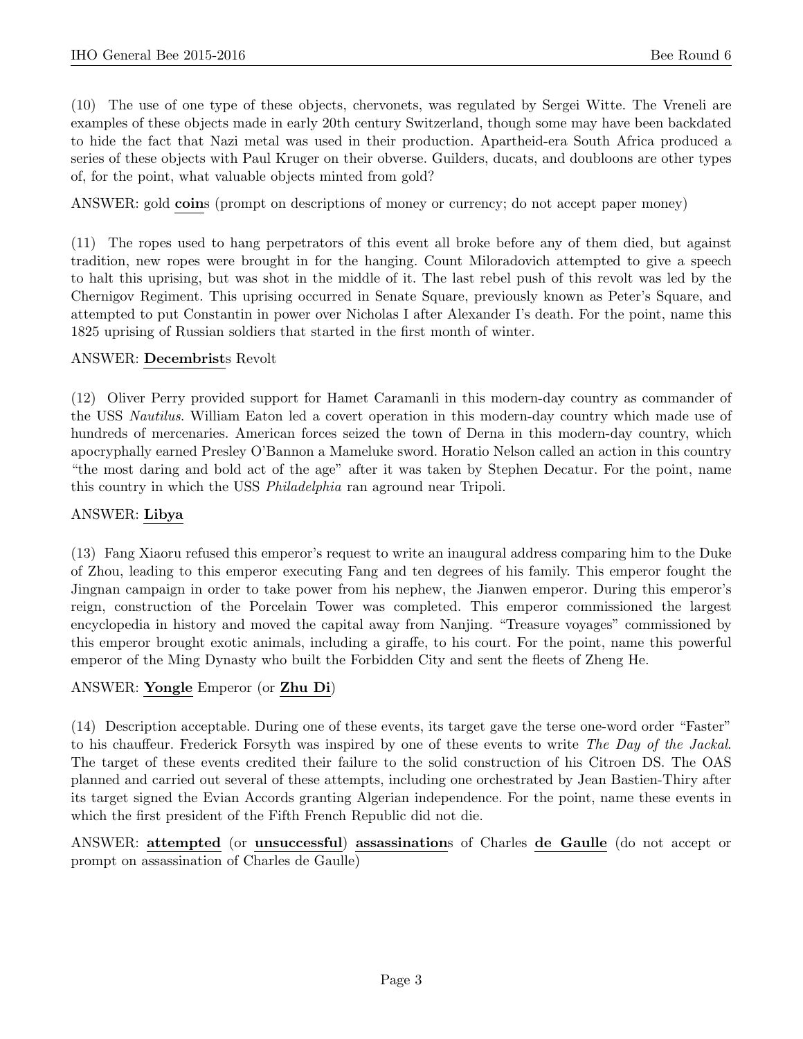(10) The use of one type of these objects, chervonets, was regulated by Sergei Witte. The Vreneli are examples of these objects made in early 20th century Switzerland, though some may have been backdated to hide the fact that Nazi metal was used in their production. Apartheid-era South Africa produced a series of these objects with Paul Kruger on their obverse. Guilders, ducats, and doubloons are other types of, for the point, what valuable objects minted from gold?

ANSWER: gold **coin**s (prompt on descriptions of money or currency; do not accept paper money)

(11) The ropes used to hang perpetrators of this event all broke before any of them died, but against tradition, new ropes were brought in for the hanging. Count Miloradovich attempted to give a speech to halt this uprising, but was shot in the middle of it. The last rebel push of this revolt was led by the Chernigov Regiment. This uprising occurred in Senate Square, previously known as Peter's Square, and attempted to put Constantin in power over Nicholas I after Alexander I's death. For the point, name this 1825 uprising of Russian soldiers that started in the first month of winter.

ANSWER: **Decembrist**s Revolt

(12) Oliver Perry provided support for Hamet Caramanli in this modern-day country as commander of the USS *Nautilus*. William Eaton led a covert operation in this modern-day country which made use of hundreds of mercenaries. American forces seized the town of Derna in this modern-day country, which apocryphally earned Presley O'Bannon a Mameluke sword. Horatio Nelson called an action in this country "the most daring and bold act of the age" after it was taken by Stephen Decatur. For the point, name this country in which the USS *Philadelphia* ran aground near Tripoli.

ANSWER: **Libya**

(13) Fang Xiaoru refused this emperor's request to write an inaugural address comparing him to the Duke of Zhou, leading to this emperor executing Fang and ten degrees of his family. This emperor fought the Jingnan campaign in order to take power from his nephew, the Jianwen emperor. During this emperor's reign, construction of the Porcelain Tower was completed. This emperor commissioned the largest encyclopedia in history and moved the capital away from Nanjing. "Treasure voyages" commissioned by this emperor brought exotic animals, including a giraffe, to his court. For the point, name this powerful emperor of the Ming Dynasty who built the Forbidden City and sent the fleets of Zheng He.

ANSWER: **Yongle** Emperor (or **Zhu Di**)

(14) Description acceptable. During one of these events, its target gave the terse one-word order "Faster" to his chauffeur. Frederick Forsyth was inspired by one of these events to write *The Day of the Jackal*. The target of these events credited their failure to the solid construction of his Citroen DS. The OAS planned and carried out several of these attempts, including one orchestrated by Jean Bastien-Thiry after its target signed the Evian Accords granting Algerian independence. For the point, name these events in which the first president of the Fifth French Republic did not die.

ANSWER: **attempted** (or **unsuccessful**) **assassination**s of Charles **de Gaulle** (do not accept or prompt on assassination of Charles de Gaulle)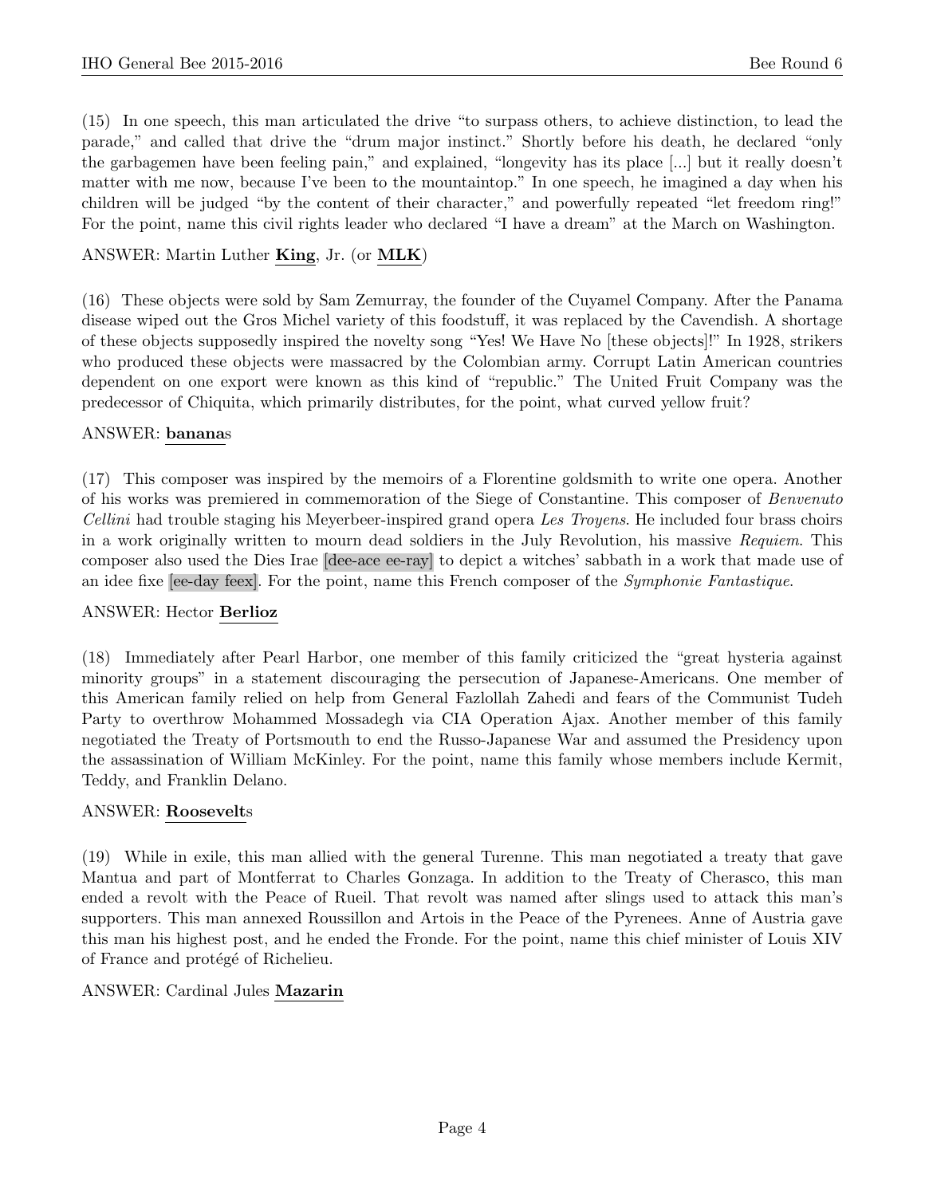(15) In one speech, this man articulated the drive "to surpass others, to achieve distinction, to lead the parade," and called that drive the "drum major instinct." Shortly before his death, he declared "only the garbagemen have been feeling pain," and explained, "longevity has its place [...] but it really doesn't matter with me now, because I've been to the mountaintop." In one speech, he imagined a day when his children will be judged "by the content of their character," and powerfully repeated "let freedom ring!" For the point, name this civil rights leader who declared "I have a dream" at the March on Washington.

ANSWER: Martin Luther **King**, Jr. (or **MLK**)

(16) These objects were sold by Sam Zemurray, the founder of the Cuyamel Company. After the Panama disease wiped out the Gros Michel variety of this foodstuff, it was replaced by the Cavendish. A shortage of these objects supposedly inspired the novelty song "Yes! We Have No [these objects]!" In 1928, strikers who produced these objects were massacred by the Colombian army. Corrupt Latin American countries dependent on one export were known as this kind of "republic." The United Fruit Company was the predecessor of Chiquita, which primarily distributes, for the point, what curved yellow fruit?

ANSWER: **banana**s

(17) This composer was inspired by the memoirs of a Florentine goldsmith to write one opera. Another of his works was premiered in commemoration of the Siege of Constantine. This composer of *Benvenuto Cellini* had trouble staging his Meyerbeer-inspired grand opera *Les Troyens*. He included four brass choirs in a work originally written to mourn dead soldiers in the July Revolution, his massive *Requiem*. This composer also used the Dies Irae [dee-ace ee-ray] to depict a witches' sabbath in a work that made use of an idee fixe [ee-day feex]. For the point, name this French composer of the *Symphonie Fantastique*.

ANSWER: Hector **Berlioz**

(18) Immediately after Pearl Harbor, one member of this family criticized the "great hysteria against minority groups" in a statement discouraging the persecution of Japanese-Americans. One member of this American family relied on help from General Fazlollah Zahedi and fears of the Communist Tudeh Party to overthrow Mohammed Mossadegh via CIA Operation Ajax. Another member of this family negotiated the Treaty of Portsmouth to end the Russo-Japanese War and assumed the Presidency upon the assassination of William McKinley. For the point, name this family whose members include Kermit, Teddy, and Franklin Delano.

ANSWER: **Roosevelt**s

(19) While in exile, this man allied with the general Turenne. This man negotiated a treaty that gave Mantua and part of Montferrat to Charles Gonzaga. In addition to the Treaty of Cherasco, this man ended a revolt with the Peace of Rueil. That revolt was named after slings used to attack this man's supporters. This man annexed Roussillon and Artois in the Peace of the Pyrenees. Anne of Austria gave this man his highest post, and he ended the Fronde. For the point, name this chief minister of Louis XIV of France and protégé of Richelieu.

ANSWER: Cardinal Jules **Mazarin**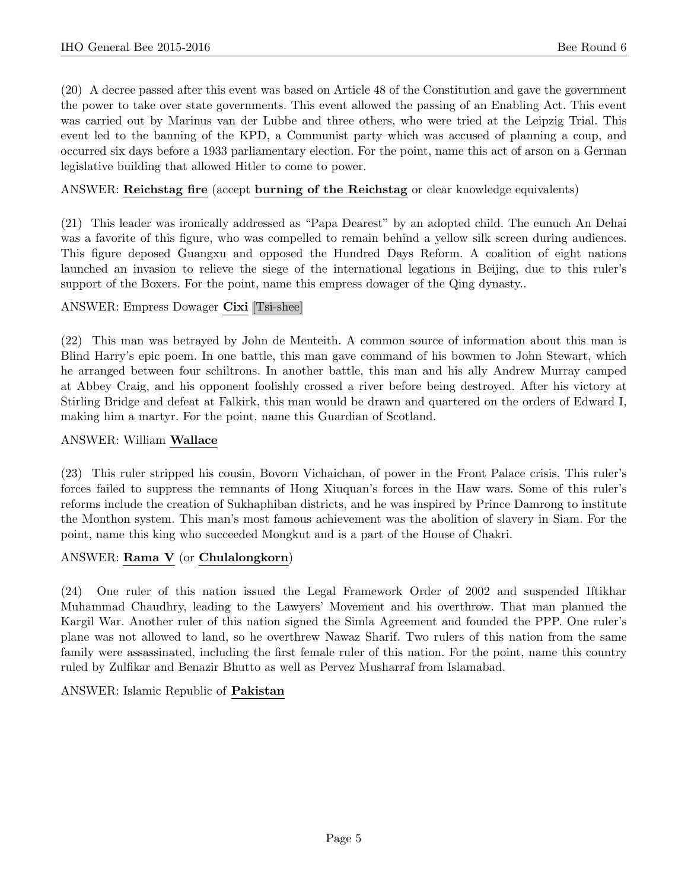(20) A decree passed after this event was based on Article 48 of the Constitution and gave the government the power to take over state governments. This event allowed the passing of an Enabling Act. This event was carried out by Marinus van der Lubbe and three others, who were tried at the Leipzig Trial. This event led to the banning of the KPD, a Communist party which was accused of planning a coup, and occurred six days before a 1933 parliamentary election. For the point, name this act of arson on a German legislative building that allowed Hitler to come to power.

ANSWER: **Reichstag fire** (accept **burning of the Reichstag** or clear knowledge equivalents)

(21) This leader was ironically addressed as "Papa Dearest" by an adopted child. The eunuch An Dehai was a favorite of this figure, who was compelled to remain behind a yellow silk screen during audiences. This figure deposed Guangxu and opposed the Hundred Days Reform. A coalition of eight nations launched an invasion to relieve the siege of the international legations in Beijing, due to this ruler's support of the Boxers. For the point, name this empress dowager of the Qing dynasty..

ANSWER: Empress Dowager **Cixi** [Tsi-shee]

(22) This man was betrayed by John de Menteith. A common source of information about this man is Blind Harry's epic poem. In one battle, this man gave command of his bowmen to John Stewart, which he arranged between four schiltrons. In another battle, this man and his ally Andrew Murray camped at Abbey Craig, and his opponent foolishly crossed a river before being destroyed. After his victory at Stirling Bridge and defeat at Falkirk, this man would be drawn and quartered on the orders of Edward I, making him a martyr. For the point, name this Guardian of Scotland.

ANSWER: William **Wallace**

(23) This ruler stripped his cousin, Bovorn Vichaichan, of power in the Front Palace crisis. This ruler's forces failed to suppress the remnants of Hong Xiuquan's forces in the Haw wars. Some of this ruler's reforms include the creation of Sukhaphiban districts, and he was inspired by Prince Damrong to institute the Monthon system. This man's most famous achievement was the abolition of slavery in Siam. For the point, name this king who succeeded Mongkut and is a part of the House of Chakri.

ANSWER: **Rama V** (or **Chulalongkorn**)

(24) One ruler of this nation issued the Legal Framework Order of 2002 and suspended Iftikhar Muhammad Chaudhry, leading to the Lawyers' Movement and his overthrow. That man planned the Kargil War. Another ruler of this nation signed the Simla Agreement and founded the PPP. One ruler's plane was not allowed to land, so he overthrew Nawaz Sharif. Two rulers of this nation from the same family were assassinated, including the first female ruler of this nation. For the point, name this country ruled by Zulfikar and Benazir Bhutto as well as Pervez Musharraf from Islamabad.

ANSWER: Islamic Republic of **Pakistan**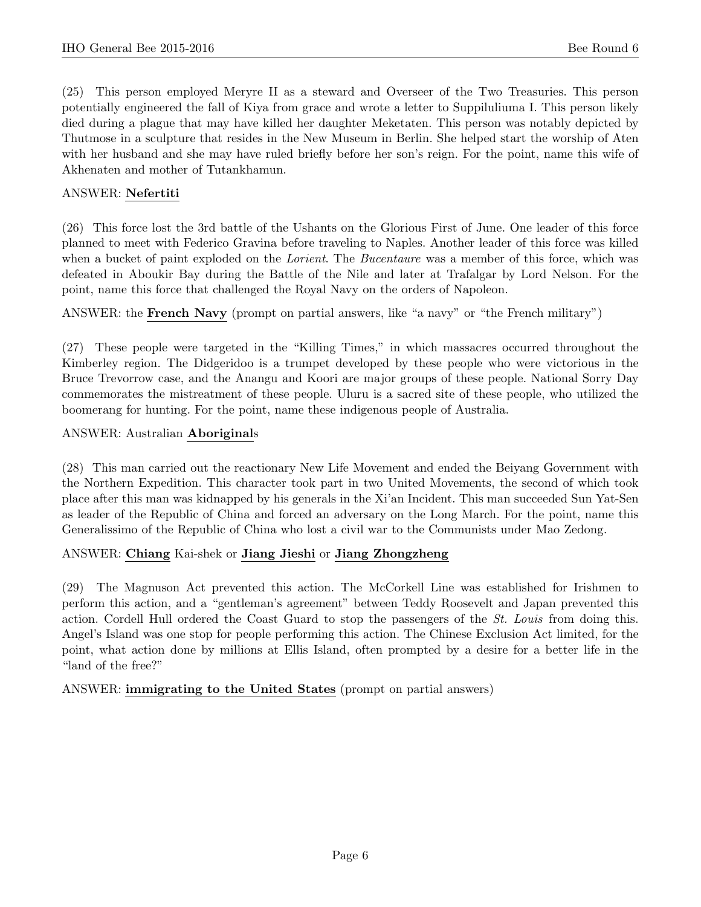(25) This person employed Meryre II as a steward and Overseer of the Two Treasuries. This person potentially engineered the fall of Kiya from grace and wrote a letter to Suppiluliuma I. This person likely died during a plague that may have killed her daughter Meketaten. This person was notably depicted by Thutmose in a sculpture that resides in the New Museum in Berlin. She helped start the worship of Aten with her husband and she may have ruled briefly before her son's reign. For the point, name this wife of Akhenaten and mother of Tutankhamun.

ANSWER: **Nefertiti**

(26) This force lost the 3rd battle of the Ushants on the Glorious First of June. One leader of this force planned to meet with Federico Gravina before traveling to Naples. Another leader of this force was killed when a bucket of paint exploded on the *Lorient*. The *Bucentaure* was a member of this force, which was defeated in Aboukir Bay during the Battle of the Nile and later at Trafalgar by Lord Nelson. For the point, name this force that challenged the Royal Navy on the orders of Napoleon.

ANSWER: the **French Navy** (prompt on partial answers, like "a navy" or "the French military")

(27) These people were targeted in the "Killing Times," in which massacres occurred throughout the Kimberley region. The Didgeridoo is a trumpet developed by these people who were victorious in the Bruce Trevorrow case, and the Anangu and Koori are major groups of these people. National Sorry Day commemorates the mistreatment of these people. Uluru is a sacred site of these people, who utilized the boomerang for hunting. For the point, name these indigenous people of Australia.

ANSWER: Australian **Aboriginal**s

(28) This man carried out the reactionary New Life Movement and ended the Beiyang Government with the Northern Expedition. This character took part in two United Movements, the second of which took place after this man was kidnapped by his generals in the Xi'an Incident. This man succeeded Sun Yat-Sen as leader of the Republic of China and forced an adversary on the Long March. For the point, name this Generalissimo of the Republic of China who lost a civil war to the Communists under Mao Zedong.

ANSWER: **Chiang** Kai-shek or **Jiang Jieshi** or **Jiang Zhongzheng**

(29) The Magnuson Act prevented this action. The McCorkell Line was established for Irishmen to perform this action, and a "gentleman's agreement" between Teddy Roosevelt and Japan prevented this action. Cordell Hull ordered the Coast Guard to stop the passengers of the *St. Louis* from doing this. Angel's Island was one stop for people performing this action. The Chinese Exclusion Act limited, for the point, what action done by millions at Ellis Island, often prompted by a desire for a better life in the "land of the free?"

ANSWER: **immigrating to the United States** (prompt on partial answers)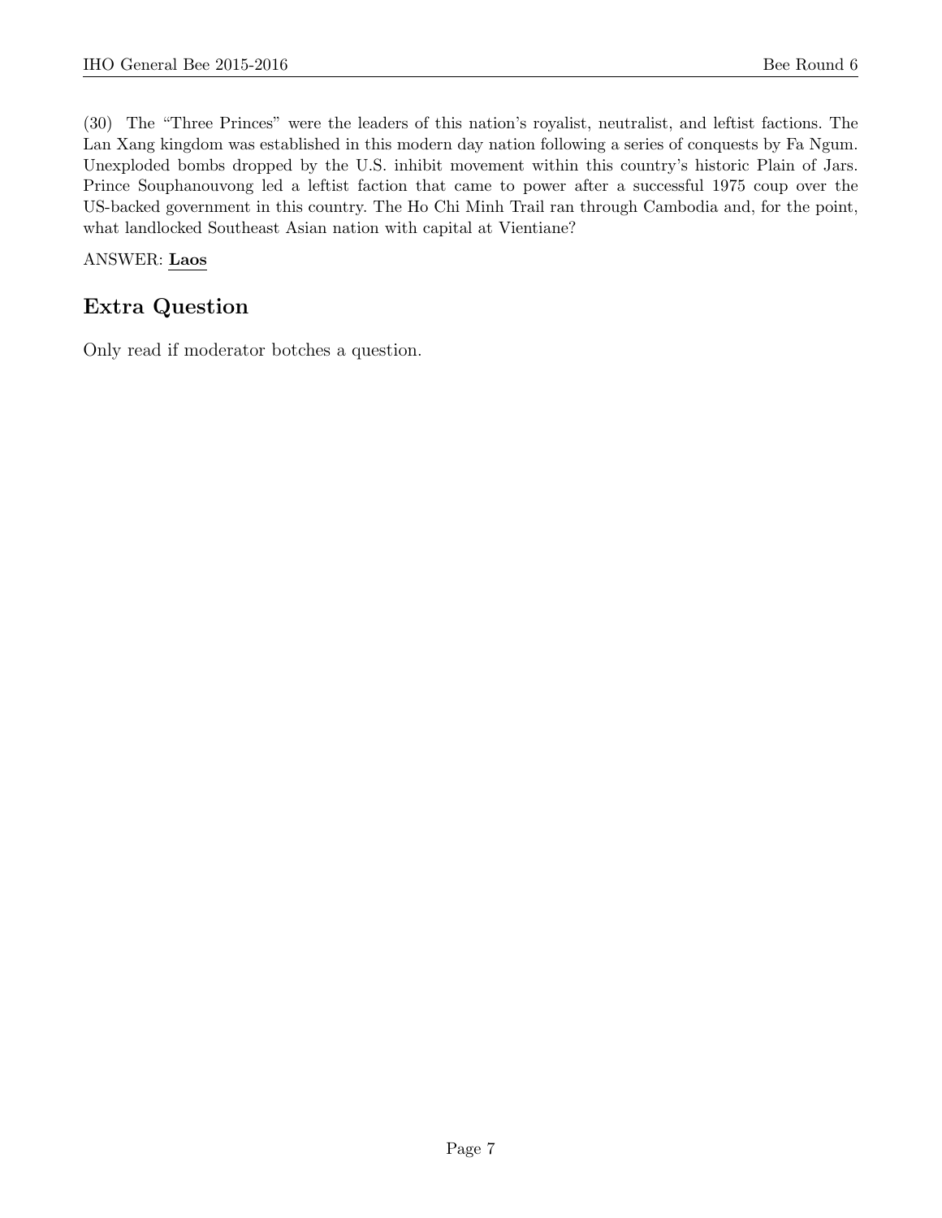(30) The "Three Princes" were the leaders of this nation's royalist, neutralist, and leftist factions. The Lan Xang kingdom was established in this modern day nation following a series of conquests by Fa Ngum. Unexploded bombs dropped by the U.S. inhibit movement within this country's historic Plain of Jars. Prince Souphanouvong led a leftist faction that came to power after a successful 1975 coup over the US-backed government in this country. The Ho Chi Minh Trail ran through Cambodia and, for the point, what landlocked Southeast Asian nation with capital at Vientiane?

ANSWER: **Laos**

## Extra Question

Only read if moderator botches a question.